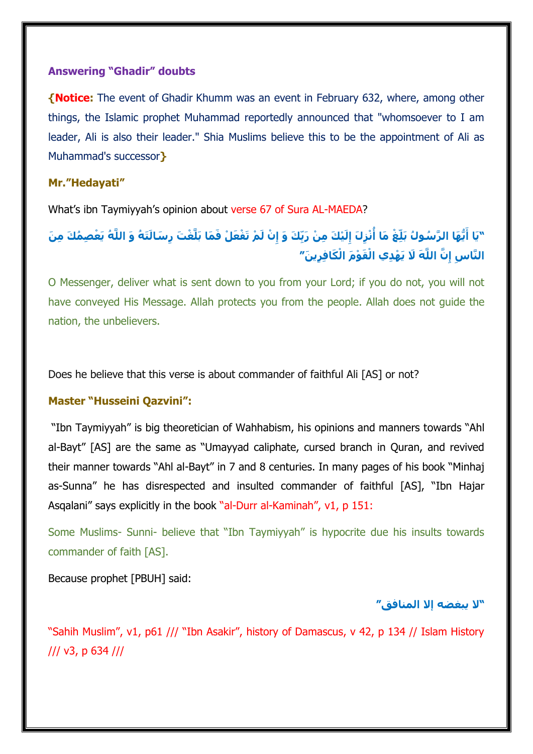## Answering "Ghadir" doubts

**{Notice:** The event of Ghadir Khumm was an event in February 632, where, among other things, the Islamic prophet Muhammad reportedly announced that "whomsoever to I am leader, Ali is also their leader." Shia Muslims believe this to be the appointment of Ali as Muhammad's successor**}**

**Mr."Hedayati"**

What's ibn Taymiyyah's opinion about verse 67 of Sura AL-MAEDA?

**"يَا أَيُّهَا الرَّسُولُ بَلِّغْ مَا أُنْزِلَ إِلَيْكَ مِنْ رَبِّكَ وَ إِنْ لَمْ تَفْعَلْ فَمَا بَلَّغْتَ رِسَالَتَهُ وَ اللَّهُ يَعْصِمُكَ مِنَ النَّاسِ إِنَّ اللَّهَ لَا يَهْدِي الْقَوْمَ الْكَافِرِينَ"**

O Messenger, deliver what is sent down to you from your Lord; if you do not, you will not have conveyed His Message. Allah protects you from the people. Allah does not guide the nation, the unbelievers.

Does he believe that this verse is about commander of faithful Ali [AS] or not?

**Master "Husseini Qazvini":**

"Ibn Taymiyyah" is big theoretician of Wahhabism, his opinions and manners towards "Ahl al-Bayt" [AS] are the same as "Umayyad caliphate, cursed branch in Quran, and revived their manner towards "Ahl al-Bayt" in 7 and 8 centuries. In many pages of his book "Minhaj as-Sunna" he has disrespected and insulted commander of faithful [AS], "Ibn Hajar Asqalani" says explicitly in the book "al-Durr al-Kaminah", v1, p 151:

Some Muslims- Sunni- believe that "Ibn Taymiyyah" is hypocrite due his insults towards commander of faith [AS].

Because prophet [PBUH] said:

**"لا يبغضه إلا المنافق"**

"Sahih Muslim", v1, p61 /// "Ibn Asakir", history of Damascus, v 42, p 134 // Islam History /// v3, p 634 ///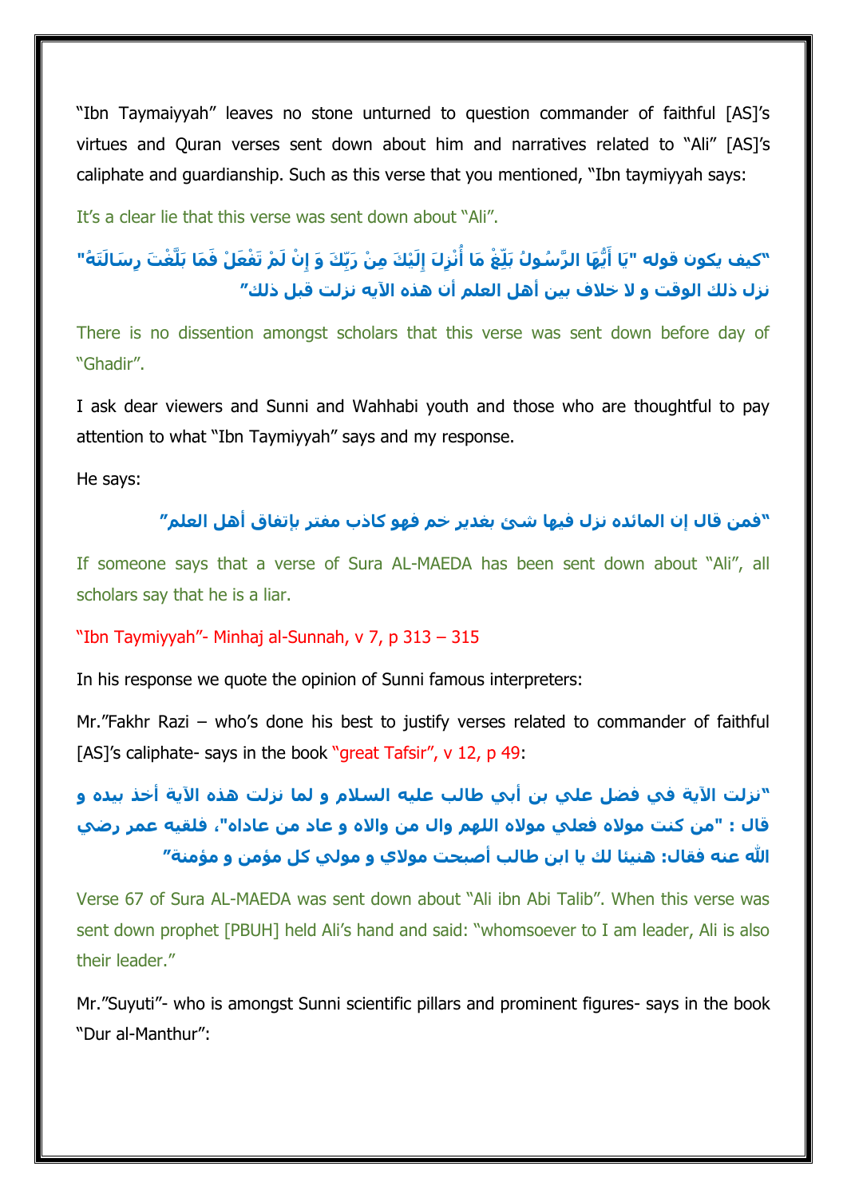"Ibn Taymaiyyah" leaves no stone unturned to question commander of faithful [AS]'s virtues and Quran verses sent down about him and narratives related to "Ali" [AS]'s caliphate and guardianship. Such as this verse that you mentioned, "Ibn taymiyyah says:

It's a clear lie that this verse was sent down about "Ali".

**"كيف يكون قوله "يَا أَيُّهَا الرَّسُولُ بَلِّغْ مَا أُنْزِلَ إِلَيْكَ مِنْ رَبِّكَ وَ إِنْ لَمْ تَفْعَلْ فَمَا بَلَّغْتَ رِسَالَتَهُ" نزل ذلك الوقت و لا خلاف بين أهل العلم أن هذه الآيه نزلت قبل ذلك"**

There is no dissention amongst scholars that this verse was sent down before day of "Ghadir".

I ask dear viewers and Sunni and Wahhabi youth and those who are thoughtful to pay attention to what "Ibn Taymiyyah" says and my response.

He says:

**"فمن قال إن المائده نزل فيها شئ بغدير خم فهو كاذب مفتر بإتفاق أهل العلم"**

If someone says that a verse of Sura AL-MAEDA has been sent down about "Ali", all scholars say that he is a liar.

"Ibn Taymiyyah"- Minhaj al-Sunnah, v 7, p 313 – 315

In his response we quote the opinion of Sunni famous interpreters:

Mr."Fakhr Razi – who's done his best to justify verses related to commander of faithful [AS]'s caliphate- says in the book "great Tafsir", v 12, p 49:

**"نزلت الآية في فضل علي بن أبي طالب عليه السلام و لما نزلت هذه الآية أخذ بيده و قال : "من كنت مولاه فعلي مولاه اللهم وال من والاه و عاد من عاداه"، فلقيه عمر رضي الله عنه فقال: هنيئا لك يا ابن طالب أصبحت مولاي و مولي كل مؤمن و مؤمنة"**

Verse 67 of Sura AL-MAEDA was sent down about "Ali ibn Abi Talib". When this verse was sent down prophet [PBUH] held Ali's hand and said: "whomsoever to I am leader, Ali is also their leader."

Mr."Suyuti"- who is amongst Sunni scientific pillars and prominent figures- says in the book "Dur al-Manthur":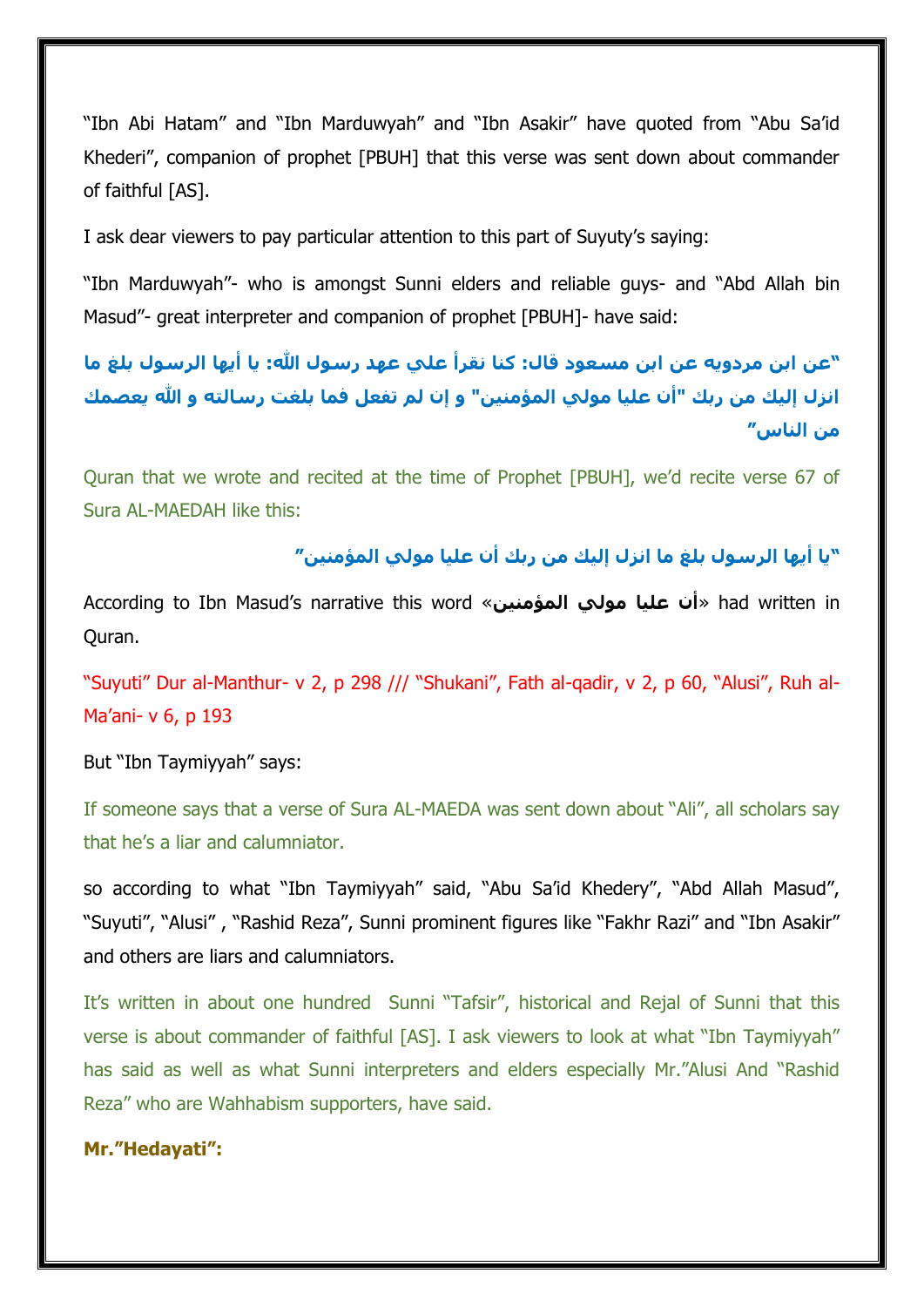“Ibn Abi Hatam” and “Ibn Marduwyah” and “Ibn Asakir” have quoted from “Abu Sa’id Khederi”, companion of prophet [PBUH] that this verse was sent down about commander of faithful [AS].

I ask dear viewers to pay particular attention to this part of Suyuty’s saying:

“Ibn Marduwyah”- who is amongst Sunni elders and reliable guys- and “Abd Allah bin Masud”- great interpreter and companion of prophet [PBUH]- have said:

**“عن ابن مردويه عن ابن مسعود قال: كنا نقرأ علي عهد رسول الله: يا أيها الرسول بلغ ما انزل إليك من ربك "أن عليا مولي المؤمنين" و إن لم تفعل فما بلغت رسالته و الله يعصمك من الناس”**

Quran that we wrote and recited at the time of Prophet [PBUH], we’d recite verse 67 of Sura AL-MAEDAH like this:

**“يا أيها الرسول بلغ ما انزل إليك من ربك أن عليا مولي المؤمنين”**

According to Ibn Masud’s narrative this word «**أن عليا مولي المؤمنين**» had written in Quran.

“Suyuti” Dur al-Manthur- v 2, p 298 /// “Shukani”, Fath al-qadir, v 2, p 60, “Alusi”, Ruh al-Ma’ani- v 6, p 193

But “Ibn Taymiyyah” says:

If someone says that a verse of Sura AL-MAEDA was sent down about “Ali”, all scholars say that he’s a liar and calumniator.

so according to what “Ibn Taymiyyah” said, “Abu Sa’id Khedery”, “Abd Allah Masud”, “Suyuti”, “Alusi” , “Rashid Reza”, Sunni prominent figures like “Fakhr Razi” and “Ibn Asakir” and others are liars and calumniators.

It’s written in about one hundred Sunni “Tafsir”, historical and Rejal of Sunni that this verse is about commander of faithful [AS]. I ask viewers to look at what “Ibn Taymiyyah” has said as well as what Sunni interpreters and elders especially Mr.”Alusi And “Rashid Reza” who are Wahhabism supporters, have said.

**Mr.”Hedayati”:**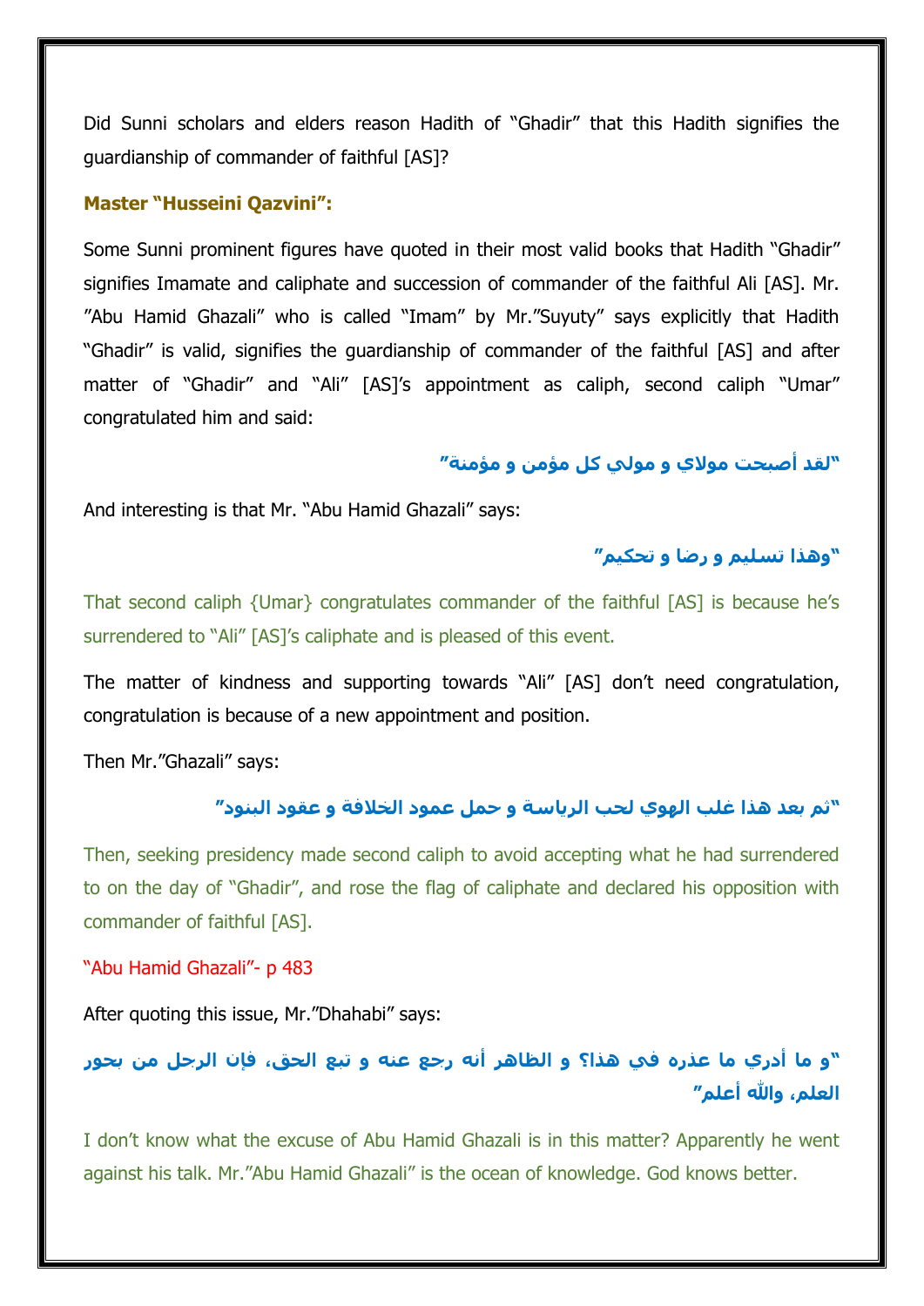Did Sunni scholars and elders reason Hadith of "Ghadir" that this Hadith signifies the guardianship of commander of faithful [AS]?

**Master "Husseini Qazvini":**

Some Sunni prominent figures have quoted in their most valid books that Hadith "Ghadir" signifies Imamate and caliphate and succession of commander of the faithful Ali [AS]. Mr. "Abu Hamid Ghazali" who is called "Imam" by Mr."Suyuty" says explicitly that Hadith "Ghadir" is valid, signifies the guardianship of commander of the faithful [AS] and after matter of "Ghadir" and "Ali" [AS]'s appointment as caliph, second caliph "Umar" congratulated him and said:

**"لقد أصبحت مولاي و مولي كل مؤمن و مؤمنة"**

And interesting is that Mr. "Abu Hamid Ghazali" says:

**"وهذا تسليم و رضا و تحكيم"**

That second caliph {Umar} congratulates commander of the faithful [AS] is because he's surrendered to "Ali" [AS]'s caliphate and is pleased of this event.

The matter of kindness and supporting towards "Ali" [AS] don't need congratulation, congratulation is because of a new appointment and position.

Then Mr."Ghazali" says:

**"ثم بعد هذا غلب الهوي لحب الرياسة و حمل عمود الخلافة و عقود البنود"**

Then, seeking presidency made second caliph to avoid accepting what he had surrendered to on the day of "Ghadir", and rose the flag of caliphate and declared his opposition with commander of faithful [AS].

"Abu Hamid Ghazali"- p 483

After quoting this issue, Mr."Dhahabi" says:

**"و ما أدري ما عذره في هذا؟ و الظاهر أنه رجع عنه و تبع الحق، فإن الرجل من بحور العلم، والله أعلم"**

I don't know what the excuse of Abu Hamid Ghazali is in this matter? Apparently he went against his talk. Mr."Abu Hamid Ghazali" is the ocean of knowledge. God knows better.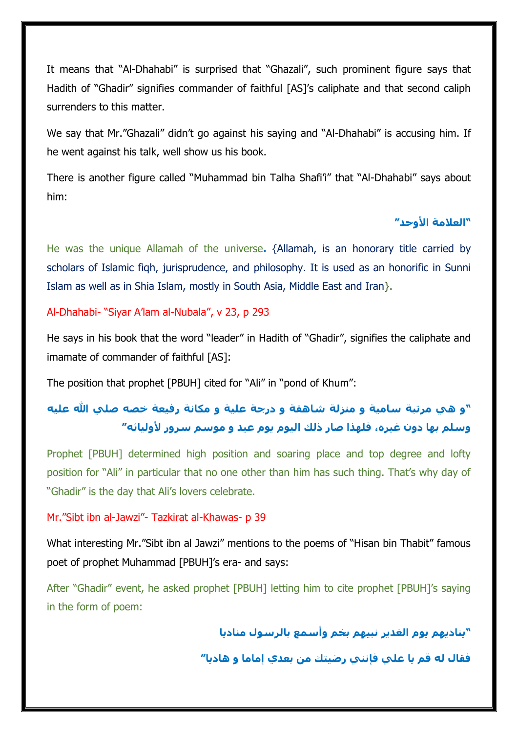It means that "Al-Dhahabi" is surprised that "Ghazali", such prominent figure says that Hadith of "Ghadir" signifies commander of faithful [AS]'s caliphate and that second caliph surrenders to this matter.

We say that Mr."Ghazali" didn't go against his saying and "Al-Dhahabi" is accusing him. If he went against his talk, well show us his book.

There is another figure called "Muhammad bin Talha Shafi'i" that "Al-Dhahabi" says about him:

**"العلامة الأوحد"**

He was the unique Allamah of the universe. {Allamah, is an honorary title carried by scholars of Islamic fiqh, jurisprudence, and philosophy. It is used as an honorific in Sunni Islam as well as in Shia Islam, mostly in South Asia, Middle East and Iran}.

Al-Dhahabi- "Siyar A'lam al-Nubala", v 23, p 293

He says in his book that the word "leader" in Hadith of "Ghadir", signifies the caliphate and imamate of commander of faithful [AS]:

The position that prophet [PBUH] cited for "Ali" in "pond of Khum":

**"و هي مرتبة سامية و منزلة شاهقة و درجة علية و مكانة رفيعة خصه صلي الله عليه وسلم بها دون غيره، فلهذا صار ذلك اليوم يوم عيد و موسم سرور لأوليائه"**

Prophet [PBUH] determined high position and soaring place and top degree and lofty position for "Ali" in particular that no one other than him has such thing. That's why day of "Ghadir" is the day that Ali's lovers celebrate.

Mr."Sibt ibn al-Jawzi"- Tazkirat al-Khawas- p 39

What interesting Mr."Sibt ibn al Jawzi" mentions to the poems of "Hisan bin Thabit" famous poet of prophet Muhammad [PBUH]'s era- and says:

After "Ghadir" event, he asked prophet [PBUH] letting him to cite prophet [PBUH]'s saying in the form of poem:

**"يناديهم يوم الغدير نبيهم بخم وأسمع بالرسول مناديا**

**فقال له قم يا علي فإنني رضيتك من بعدي إماما و هاديا"**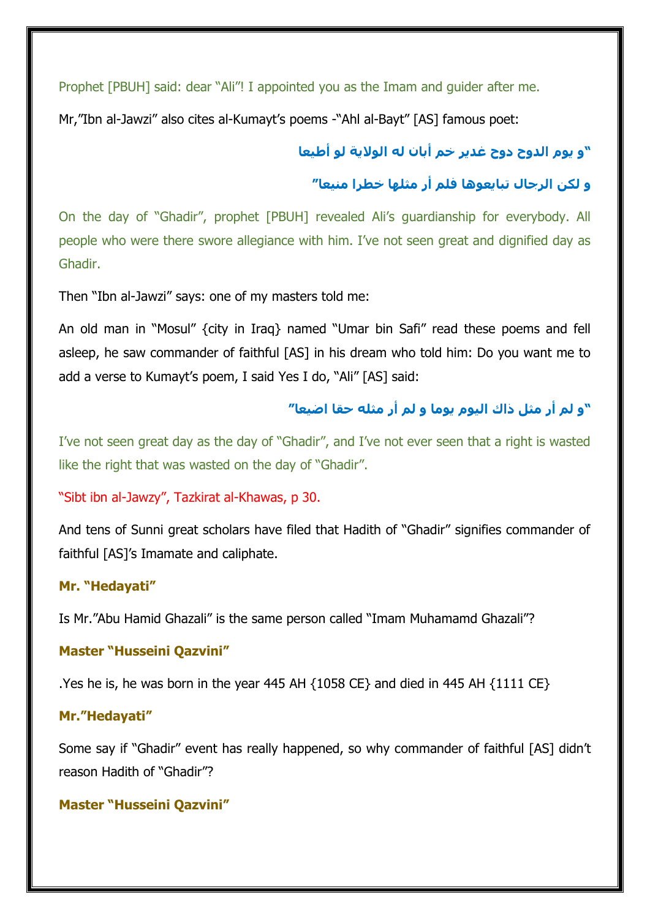Prophet [PBUH] said: dear "Ali"! I appointed you as the Imam and guider after me.

Mr,"Ibn al-Jawzi" also cites al-Kumayt's poems -"Ahl al-Bayt" [AS] famous poet:

**"و يوم الدوح دوح غدير خم أبان له الولاية لو أطيعا**

**و لكن الرجال تبايعوها فلم أر مثلها خطرا منيعا"**

On the day of "Ghadir", prophet [PBUH] revealed Ali's guardianship for everybody. All people who were there swore allegiance with him. I've not seen great and dignified day as Ghadir.

Then "Ibn al-Jawzi" says: one of my masters told me:

An old man in "Mosul" {city in Iraq} named "Umar bin Safi" read these poems and fell asleep, he saw commander of faithful [AS] in his dream who told him: Do you want me to add a verse to Kumayt's poem, I said Yes I do, "Ali" [AS] said:

**"و لم أر مثل ذاك اليوم يوما و لم أر مثله حقا اضيعا"**

I've not seen great day as the day of "Ghadir", and I've not ever seen that a right is wasted like the right that was wasted on the day of "Ghadir".

"Sibt ibn al-Jawzy", Tazkirat al-Khawas, p 30.

And tens of Sunni great scholars have filed that Hadith of "Ghadir" signifies commander of faithful [AS]'s Imamate and caliphate.

**Mr. "Hedayati"**

Is Mr."Abu Hamid Ghazali" is the same person called "Imam Muhamamd Ghazali"?

**Master "Husseini Qazvini"**

.Yes he is, he was born in the year 445 AH {1058 CE} and died in 445 AH {1111 CE}

**Mr."Hedayati"**

Some say if "Ghadir" event has really happened, so why commander of faithful [AS] didn't reason Hadith of "Ghadir"?

**Master "Husseini Qazvini"**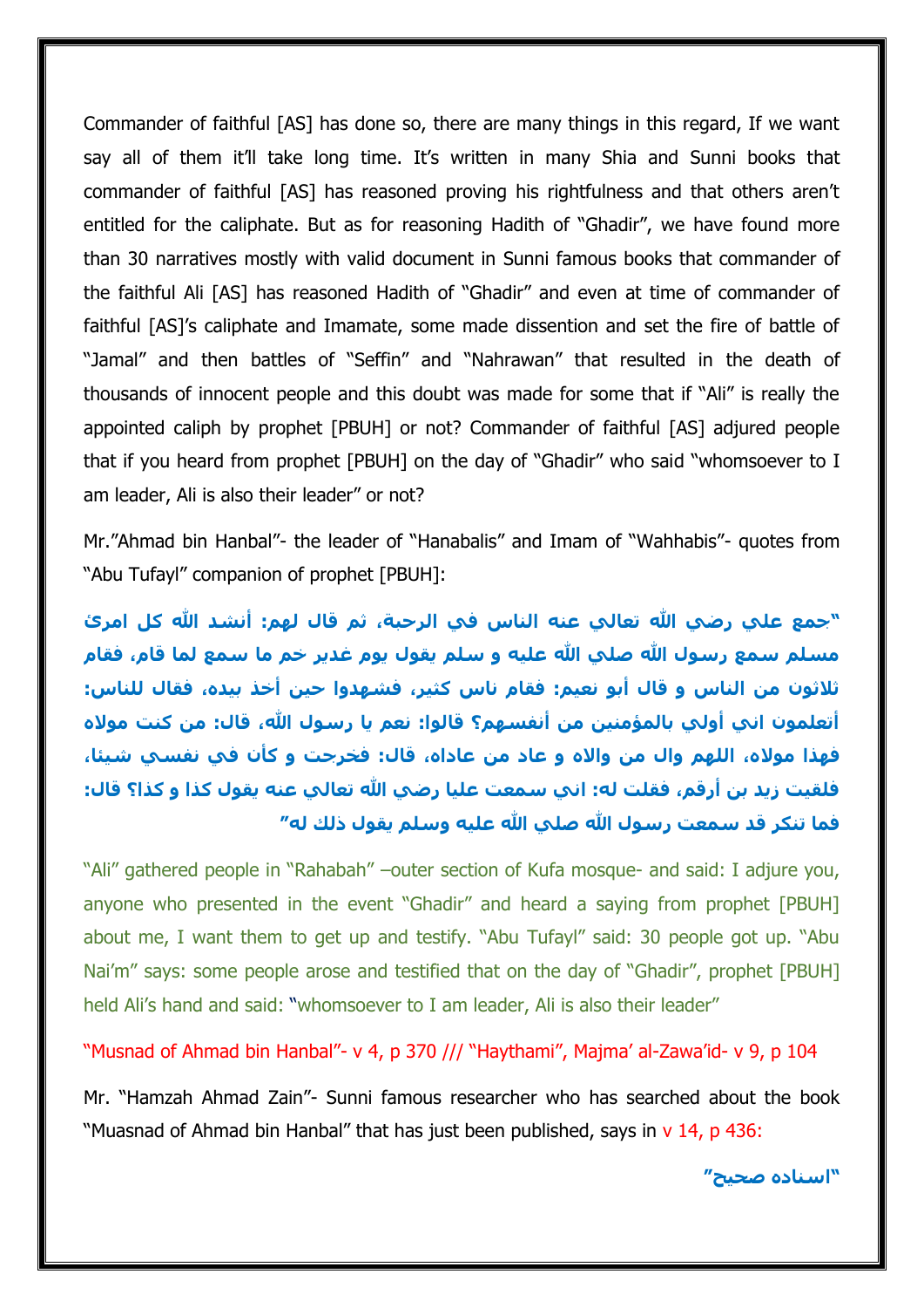Commander of faithful [AS] has done so, there are many things in this regard, If we want say all of them it'll take long time. It's written in many Shia and Sunni books that commander of faithful [AS] has reasoned proving his rightfulness and that others aren't entitled for the caliphate. But as for reasoning Hadith of "Ghadir", we have found more than 30 narratives mostly with valid document in Sunni famous books that commander of the faithful Ali [AS] has reasoned Hadith of "Ghadir" and even at time of commander of faithful [AS]'s caliphate and Imamate, some made dissention and set the fire of battle of "Jamal" and then battles of "Seffin" and "Nahrawan" that resulted in the death of thousands of innocent people and this doubt was made for some that if "Ali" is really the appointed caliph by prophet [PBUH] or not? Commander of faithful [AS] adjured people that if you heard from prophet [PBUH] on the day of "Ghadir" who said "whomsoever to I am leader, Ali is also their leader" or not?

Mr."Ahmad bin Hanbal"- the leader of "Hanabalis" and Imam of "Wahhabis"- quotes from "Abu Tufayl" companion of prophet [PBUH]:

**"جمع علي رضي الله تعالي عنه الناس في الرحبة، ثم قال لهم: أنشد الله كل امرئ مسلم سمع رسول الله صلي الله عليه و سلم يقول يوم غدير خم ما سمع لما قام، فقام ثلاثون من الناس و قال أبو نعيم: فقام ناس كثير، فشهدوا حين أخذ بيده، فقال للناس: أتعلمون اني أولي بالمؤمنين من أنفسهم؟ قالوا: نعم يا رسول الله، قال: من كنت مولاه فهذا مولاه، اللهم وال من والاه و عاد من عاداه، قال: فخرجت و كأن في نفسي شيئا، فلقيت زيد بن أرقم، فقلت له: اني سمعت عليا رضي الله تعالي عنه يقول كذا و كذا؟ قال: فما تنكر قد سمعت رسول الله صلي الله عليه وسلم يقول ذلك له"**

"Ali" gathered people in "Rahabah" –outer section of Kufa mosque- and said: I adjure you, anyone who presented in the event "Ghadir" and heard a saying from prophet [PBUH] about me, I want them to get up and testify. "Abu Tufayl" said: 30 people got up. "Abu Nai'm" says: some people arose and testified that on the day of "Ghadir", prophet [PBUH] held Ali's hand and said: "whomsoever to I am leader, Ali is also their leader"

"Musnad of Ahmad bin Hanbal"- v 4, p 370 /// "Haythami", Majma' al-Zawa'id- v 9, p 104

Mr. "Hamzah Ahmad Zain"- Sunni famous researcher who has searched about the book "Muasnad of Ahmad bin Hanbal" that has just been published, says in v 14, p 436:

**"اسناده صحيح"**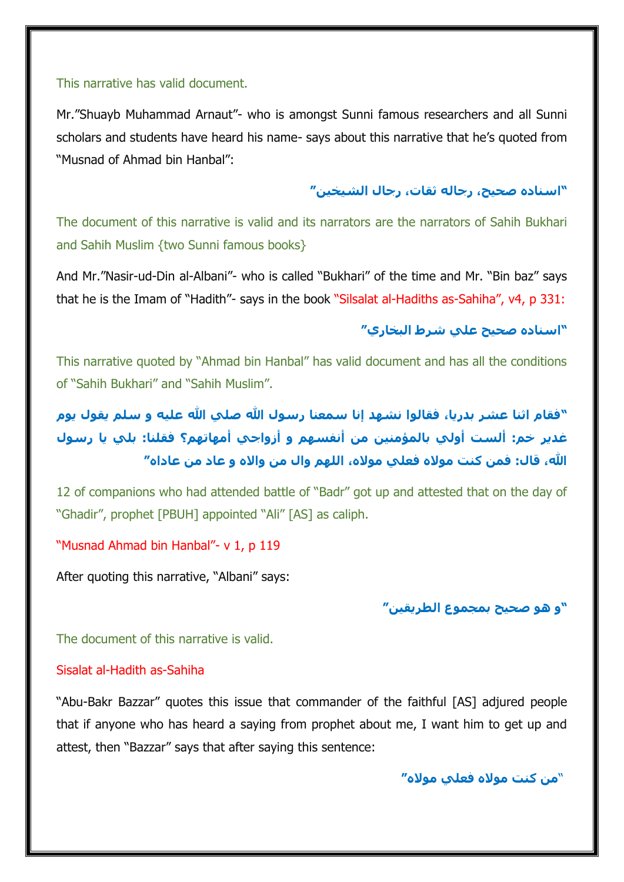This narrative has valid document.

Mr."Shuayb Muhammad Arnaut"- who is amongst Sunni famous researchers and all Sunni scholars and students have heard his name- says about this narrative that he's quoted from "Musnad of Ahmad bin Hanbal":

**"اسناده صحيح، رجاله ثقات، رجال الشيخين"**

The document of this narrative is valid and its narrators are the narrators of Sahih Bukhari and Sahih Muslim {two Sunni famous books}

And Mr."Nasir-ud-Din al-Albani"- who is called "Bukhari" of the time and Mr. "Bin baz" says that he is the Imam of "Hadith"- says in the book "Silsalat al-Hadiths as-Sahiha", v4, p 331:

**"اسناده صحيح علي شرط البخاري"**

This narrative quoted by "Ahmad bin Hanbal" has valid document and has all the conditions of "Sahih Bukhari" and "Sahih Muslim".

**"فقام اثنا عشر بدريا، فقالوا نشهد إنا سمعنا رسول الله صلي الله عليه و سلم يقول يوم غدير خم: ألست أولي بالمؤمنين من أنفسهم و أزواجي أمهاتهم؟ فقلنا: بلي يا رسول الله، قال: فمن كنت مولاه فعلي مولاه، اللهم وال من والاه و عاد من عاداه"**

12 of companions who had attended battle of "Badr" got up and attested that on the day of "Ghadir", prophet [PBUH] appointed "Ali" [AS] as caliph.

"Musnad Ahmad bin Hanbal"- v 1, p 119

After quoting this narrative, "Albani" says:

**"و هو صحيح بمجموع الطريقين"**

The document of this narrative is valid.

Sisalat al-Hadith as-Sahiha

"Abu-Bakr Bazzar" quotes this issue that commander of the faithful [AS] adjured people that if anyone who has heard a saying from prophet about me, I want him to get up and attest, then "Bazzar" says that after saying this sentence:

**"من كنت مولاه فعلي مولاه"**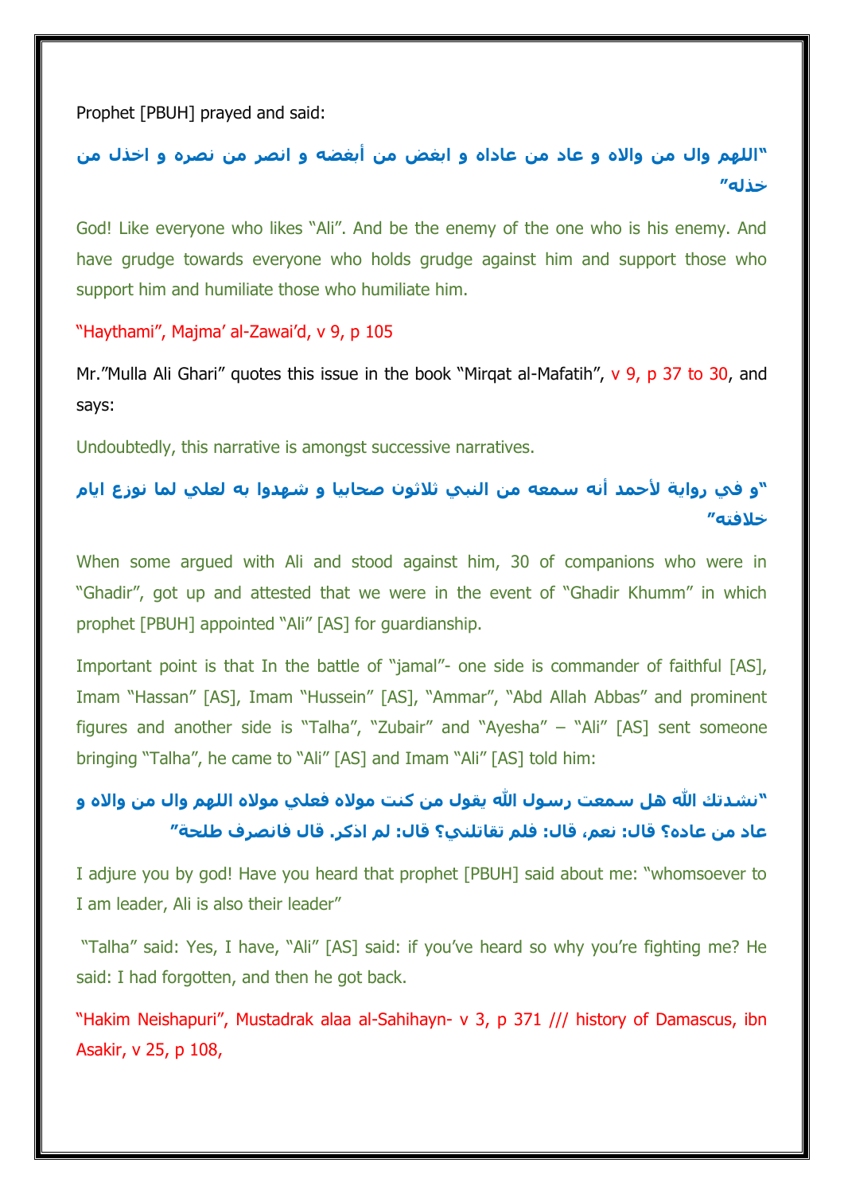Prophet [PBUH] prayed and said:

"اللهم وال من والاه و عاد من عاداه و ابغض من أبغضه و انصر من نصره و اخذل من خذله"

God! Like everyone who likes "Ali". And be the enemy of the one who is his enemy. And have grudge towards everyone who holds grudge against him and support those who support him and humiliate those who humiliate him.

"Haythami", Majma' al-Zawai'd, v 9, p 105

Mr."Mulla Ali Ghari" quotes this issue in the book "Mirqat al-Mafatih", v 9, p 37 to 30, and says:

Undoubtedly, this narrative is amongst successive narratives.

"و في رواية لأحمد أنه سمعه من النبي ثلاثون صحابيا و شهدوا به لعلي لما نوزع ايام خلافته"

When some argued with Ali and stood against him, 30 of companions who were in "Ghadir", got up and attested that we were in the event of "Ghadir Khumm" in which prophet [PBUH] appointed "Ali" [AS] for guardianship.

Important point is that In the battle of "jamal"- one side is commander of faithful [AS], Imam "Hassan" [AS], Imam "Hussein" [AS], "Ammar", "Abd Allah Abbas" and prominent figures and another side is "Talha", "Zubair" and "Ayesha" – "Ali" [AS] sent someone bringing "Talha", he came to "Ali" [AS] and Imam "Ali" [AS] told him:

"نشدتك الله هل سمعت رسول الله يقول من كنت مولاه فعلي مولاه اللهم وال من والاه و عاد من عاده؟ قال: نعم، قال: فلم تقاتلني؟ قال: لم اذكر. قال فانصرف طلحة"

I adjure you by god! Have you heard that prophet [PBUH] said about me: "whomsoever to I am leader, Ali is also their leader"

"Talha" said: Yes, I have, "Ali" [AS] said: if you've heard so why you're fighting me? He said: I had forgotten, and then he got back.

"Hakim Neishapuri", Mustadrak alaa al-Sahihayn- v 3, p 371 /// history of Damascus, ibn Asakir, v 25, p 108,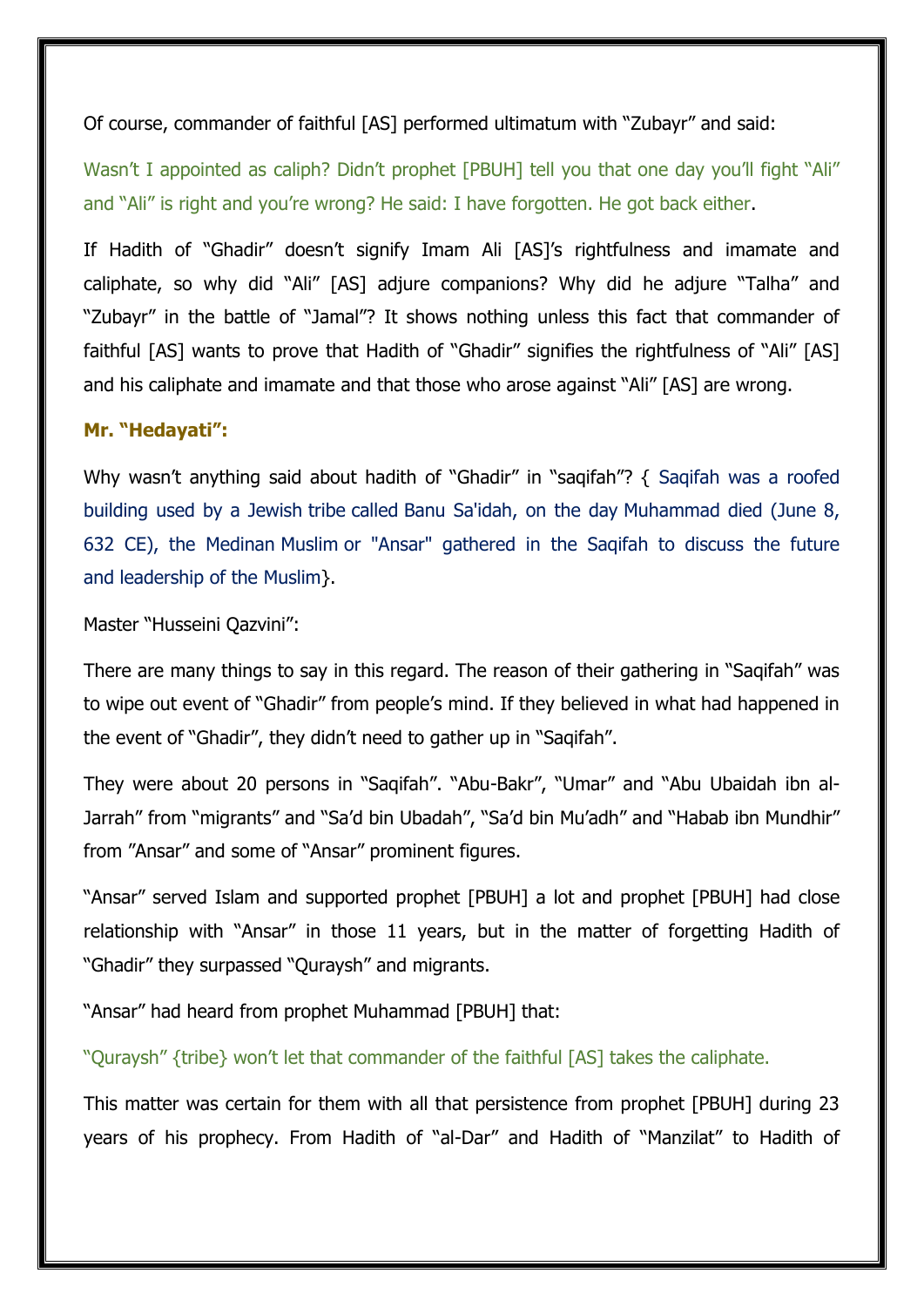Of course, commander of faithful [AS] performed ultimatum with "Zubayr" and said:

Wasn't I appointed as caliph? Didn't prophet [PBUH] tell you that one day you'll fight "Ali" and "Ali" is right and you're wrong? He said: I have forgotten. He got back either.

If Hadith of "Ghadir" doesn't signify Imam Ali [AS]'s rightfulness and imamate and caliphate, so why did "Ali" [AS] adjure companions? Why did he adjure "Talha" and "Zubayr" in the battle of "Jamal"? It shows nothing unless this fact that commander of faithful [AS] wants to prove that Hadith of "Ghadir" signifies the rightfulness of "Ali" [AS] and his caliphate and imamate and that those who arose against "Ali" [AS] are wrong.

**Mr. "Hedayati":**

Why wasn't anything said about hadith of "Ghadir" in "saqifah"? { Saqifah was a roofed building used by a Jewish tribe called Banu Sa'idah, on the day Muhammad died (June 8, 632 CE), the Medinan Muslim or "Ansar" gathered in the Saqifah to discuss the future and leadership of the Muslim}.

Master "Husseini Qazvini":

There are many things to say in this regard. The reason of their gathering in "Saqifah" was to wipe out event of "Ghadir" from people's mind. If they believed in what had happened in the event of "Ghadir", they didn't need to gather up in "Saqifah".

They were about 20 persons in "Saqifah". "Abu-Bakr", "Umar" and "Abu Ubaidah ibn al-Jarrah" from "migrants" and "Sa'd bin Ubadah", "Sa'd bin Mu'adh" and "Habab ibn Mundhir" from "Ansar" and some of "Ansar" prominent figures.

"Ansar" served Islam and supported prophet [PBUH] a lot and prophet [PBUH] had close relationship with "Ansar" in those 11 years, but in the matter of forgetting Hadith of "Ghadir" they surpassed "Quraysh" and migrants.

"Ansar" had heard from prophet Muhammad [PBUH] that:

"Quraysh" {tribe} won't let that commander of the faithful [AS] takes the caliphate.

This matter was certain for them with all that persistence from prophet [PBUH] during 23 years of his prophecy. From Hadith of "al-Dar" and Hadith of "Manzilat" to Hadith of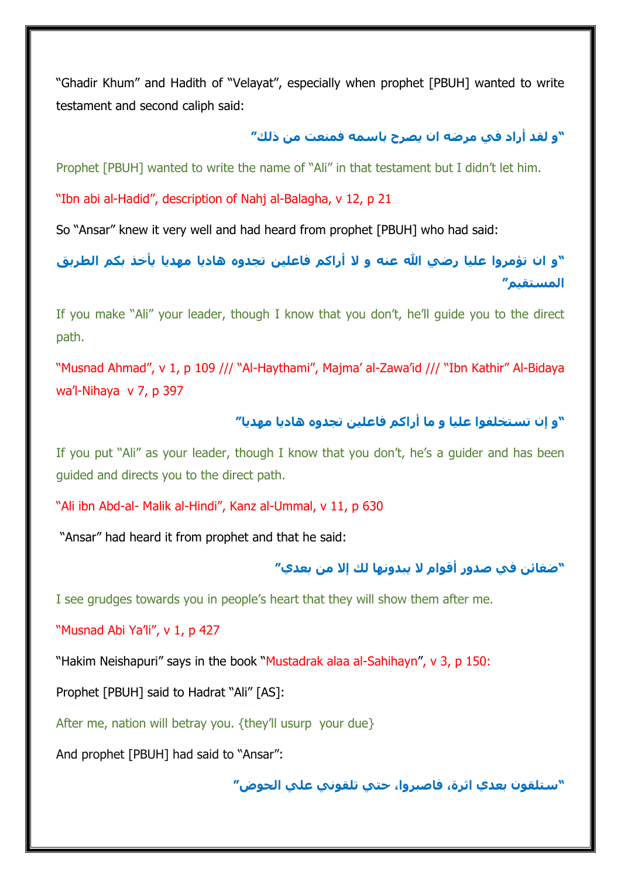"Ghadir Khum" and Hadith of "Velayat", especially when prophet [PBUH] wanted to write testament and second caliph said:

"و لقد أراد في مرضه ان يصرح باسمه فمنعت من ذلك"

Prophet [PBUH] wanted to write the name of "Ali" in that testament but I didn't let him.

"Ibn abi al-Hadid", description of Nahj al-Balagha, v 12, p 21

So "Ansar" knew it very well and had heard from prophet [PBUH] who had said:

"و ان تؤمروا عليا رضي الله عنه و لا أراكم فاعلين تجدوه هاديا مهديا يأخذ بكم الطريق المستقيم"

If you make "Ali" your leader, though I know that you don't, he'll guide you to the direct path.

"Musnad Ahmad", v 1, p 109 /// "Al-Haythami", Majma' al-Zawa'id /// "Ibn Kathir" Al-Bidaya wa'l-Nihaya v 7, p 397

"و إن تستخلفوا عليا و ما أراكم فاعلين تجدوه هاديا مهديا"

If you put "Ali" as your leader, though I know that you don't, he's a guider and has been guided and directs you to the direct path.

"Ali ibn Abd-al- Malik al-Hindi", Kanz al-Ummal, v 11, p 630

"Ansar" had heard it from prophet and that he said:

"ضغائن في صدور أقوام لا يبدونها لك إلا من بعدي"

I see grudges towards you in people's heart that they will show them after me.

"Musnad Abi Ya'li", v 1, p 427

"Hakim Neishapuri" says in the book "Mustadrak alaa al-Sahihayn", v 3, p 150:

Prophet [PBUH] said to Hadrat "Ali" [AS]:

After me, nation will betray you. {they'll usurp your due}

And prophet [PBUH] had said to "Ansar":

"ستلقون بعدي اثرة، فاصبروا، حتي تلقوني علي الحوض"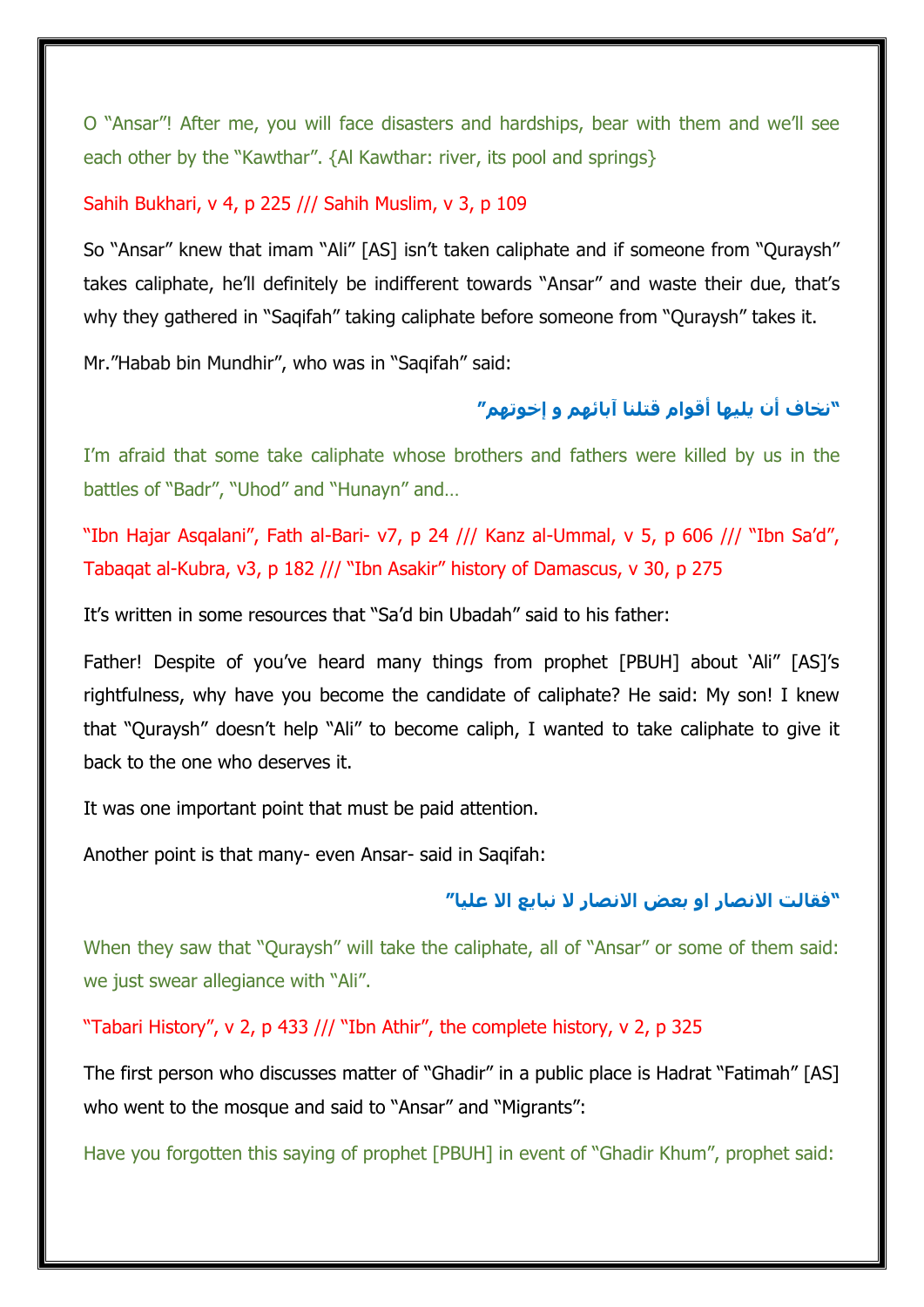O "Ansar"! After me, you will face disasters and hardships, bear with them and we'll see each other by the "Kawthar". {Al Kawthar: river, its pool and springs}

Sahih Bukhari, v 4, p 225 /// Sahih Muslim, v 3, p 109

So "Ansar" knew that imam "Ali" [AS] isn't taken caliphate and if someone from "Quraysh" takes caliphate, he'll definitely be indifferent towards "Ansar" and waste their due, that's why they gathered in "Saqifah" taking caliphate before someone from "Quraysh" takes it.

Mr."Habab bin Mundhir", who was in "Saqifah" said:

**"نخاف أن يليها أقوام قتلنا آبائهم و إخوتهم"**

I'm afraid that some take caliphate whose brothers and fathers were killed by us in the battles of "Badr", "Uhod" and "Hunayn" and…

"Ibn Hajar Asqalani", Fath al-Bari- v7, p 24 /// Kanz al-Ummal, v 5, p 606 /// "Ibn Sa'd", Tabaqat al-Kubra, v3, p 182 /// "Ibn Asakir" history of Damascus, v 30, p 275

It's written in some resources that "Sa'd bin Ubadah" said to his father:

Father! Despite of you've heard many things from prophet [PBUH] about 'Ali" [AS]'s rightfulness, why have you become the candidate of caliphate? He said: My son! I knew that "Quraysh" doesn't help "Ali" to become caliph, I wanted to take caliphate to give it back to the one who deserves it.

It was one important point that must be paid attention.

Another point is that many- even Ansar- said in Saqifah:

**"فقالت الانصار او بعض الانصار لا نبايع الا عليا"**

When they saw that "Quraysh" will take the caliphate, all of "Ansar" or some of them said: we just swear allegiance with "Ali".

"Tabari History", v 2, p 433 /// "Ibn Athir", the complete history, v 2, p 325

The first person who discusses matter of "Ghadir" in a public place is Hadrat "Fatimah" [AS] who went to the mosque and said to "Ansar" and "Migrants":

Have you forgotten this saying of prophet [PBUH] in event of "Ghadir Khum", prophet said: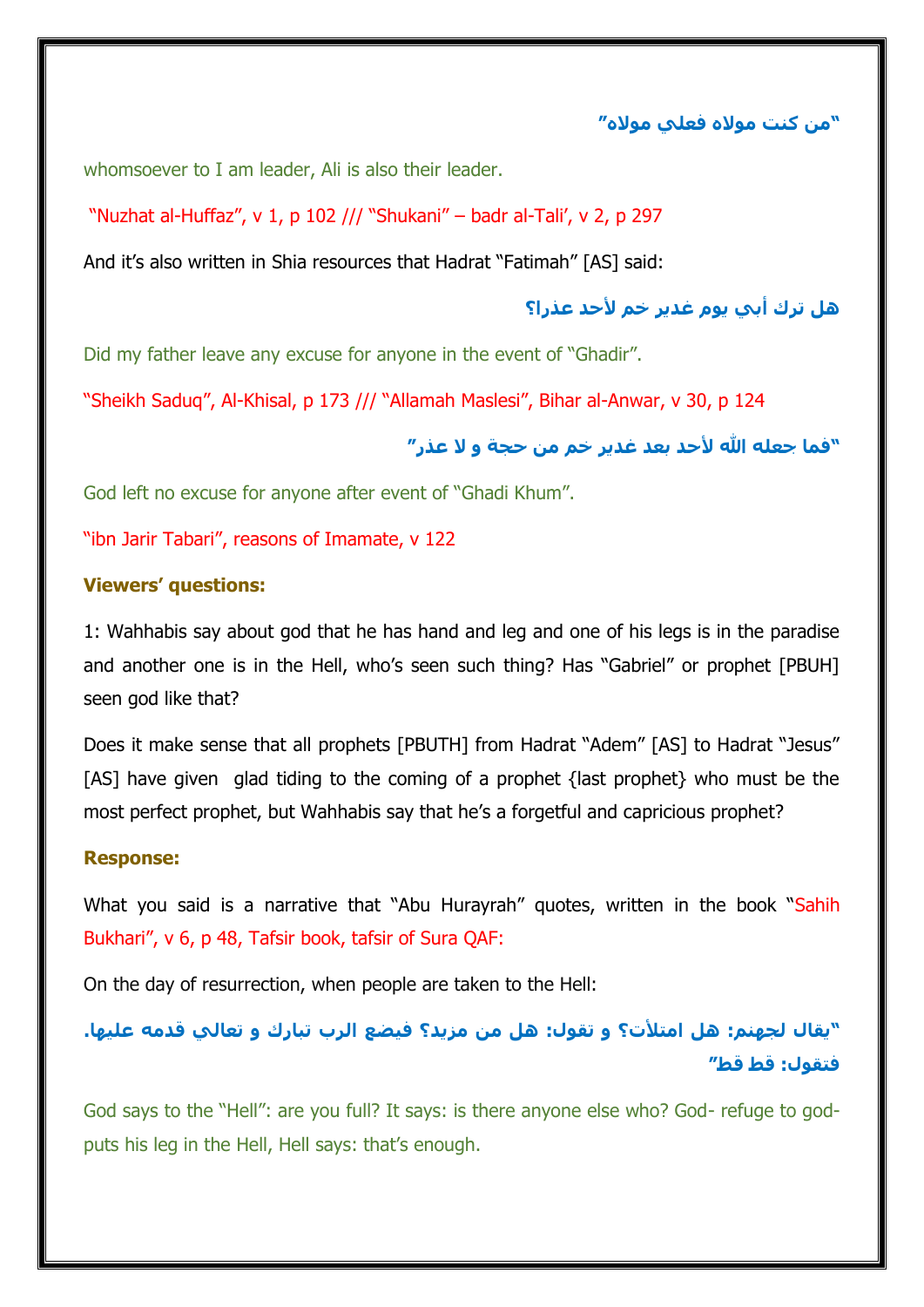**"من كنت مولاه فعلي مولاه"**

whomsoever to I am leader, Ali is also their leader.

"Nuzhat al-Huffaz", v 1, p 102 /// "Shukani" – badr al-Tali', v 2, p 297

And it's also written in Shia resources that Hadrat "Fatimah" [AS] said:

**هل ترك أبي يوم غدير خم لأحد عذرا؟**

Did my father leave any excuse for anyone in the event of "Ghadir".

"Sheikh Saduq", Al-Khisal, p 173 /// "Allamah Maslesi", Bihar al-Anwar, v 30, p 124

**"فما جعله الله لأحد بعد غدير خم من حجة و لا عذر"**

God left no excuse for anyone after event of "Ghadi Khum".

"ibn Jarir Tabari", reasons of Imamate, v 122

**Viewers' questions:**

1: Wahhabis say about god that he has hand and leg and one of his legs is in the paradise and another one is in the Hell, who's seen such thing? Has "Gabriel" or prophet [PBUH] seen god like that?

Does it make sense that all prophets [PBUTH] from Hadrat "Adem" [AS] to Hadrat "Jesus" [AS] have given glad tiding to the coming of a prophet {last prophet} who must be the most perfect prophet, but Wahhabis say that he's a forgetful and capricious prophet?

**Response:**

What you said is a narrative that "Abu Hurayrah" quotes, written in the book "Sahih Bukhari", v 6, p 48, Tafsir book, tafsir of Sura QAF:

On the day of resurrection, when people are taken to the Hell:

**"يقال لجهنم: هل امتلأت؟ و تقول: هل من مزيد؟ فيضع الرب تبارك و تعالي قدمه عليها. فتقول: قط قط"**

God says to the "Hell": are you full? It says: is there anyone else who? God- refuge to god- puts his leg in the Hell, Hell says: that's enough.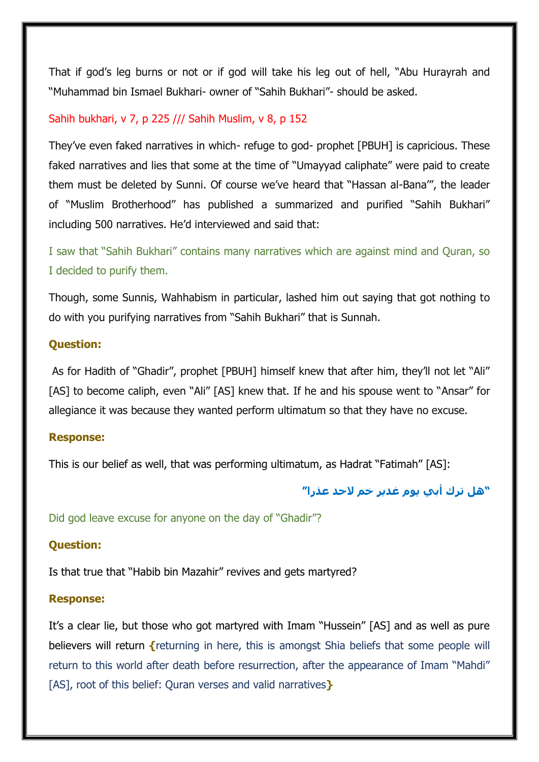That if god's leg burns or not or if god will take his leg out of hell, "Abu Hurayrah and "Muhammad bin Ismael Bukhari- owner of "Sahih Bukhari"- should be asked.

Sahih bukhari, v 7, p 225 /// Sahih Muslim, v 8, p 152

They've even faked narratives in which- refuge to god- prophet [PBUH] is capricious. These faked narratives and lies that some at the time of "Umayyad caliphate" were paid to create them must be deleted by Sunni. Of course we've heard that "Hassan al-Bana'", the leader of "Muslim Brotherhood" has published a summarized and purified "Sahih Bukhari" including 500 narratives. He'd interviewed and said that:

I saw that "Sahih Bukhari" contains many narratives which are against mind and Quran, so I decided to purify them.

Though, some Sunnis, Wahhabism in particular, lashed him out saying that got nothing to do with you purifying narratives from "Sahih Bukhari" that is Sunnah.

**Question:**

As for Hadith of "Ghadir", prophet [PBUH] himself knew that after him, they'll not let "Ali" [AS] to become caliph, even "Ali" [AS] knew that. If he and his spouse went to "Ansar" for allegiance it was because they wanted perform ultimatum so that they have no excuse.

**Response:**

This is our belief as well, that was performing ultimatum, as Hadrat "Fatimah" [AS]:

"هل ترك أبي يوم غدير خم لاحد عذرا"

Did god leave excuse for anyone on the day of "Ghadir"?

**Question:**

Is that true that "Habib bin Mazahir" revives and gets martyred?

**Response:**

It's a clear lie, but those who got martyred with Imam "Hussein" [AS] and as well as pure believers will return **{**returning in here, this is amongst Shia beliefs that some people will return to this world after death before resurrection, after the appearance of Imam "Mahdi" [AS], root of this belief: Quran verses and valid narratives**}**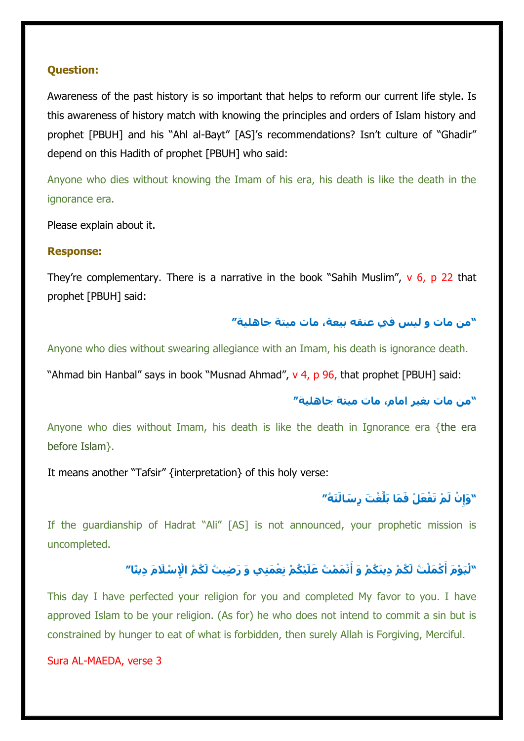**Question:**

Awareness of the past history is so important that helps to reform our current life style. Is this awareness of history match with knowing the principles and orders of Islam history and prophet [PBUH] and his "Ahl al-Bayt" [AS]'s recommendations? Isn't culture of "Ghadir" depend on this Hadith of prophet [PBUH] who said:

Anyone who dies without knowing the Imam of his era, his death is like the death in the ignorance era.

Please explain about it.

**Response:**

They're complementary. There is a narrative in the book "Sahih Muslim", v 6, p 22 that prophet [PBUH] said:

**"من مات و ليس في عنقه بيعة، مات ميتة جاهلية"**

Anyone who dies without swearing allegiance with an Imam, his death is ignorance death.

"Ahmad bin Hanbal" says in book "Musnad Ahmad", v 4, p 96, that prophet [PBUH] said:

**"من مات بغير امام، مات ميتة جاهلية"**

Anyone who dies without Imam, his death is like the death in Ignorance era {the era before Islam}.

It means another "Tafsir" {interpretation} of this holy verse:

**"وَإِنْ لَمْ تَفْعَلْ فَمَا بَلَّغْتَ رِسَالَتَهُ"**

If the guardianship of Hadrat "Ali" [AS] is not announced, your prophetic mission is uncompleted.

**"لْيَوْمَ أَكْمَلْتُ لَكُمْ دِينَكُمْ وَ أَتْمَمْتُ عَلَيْكُمْ نِعْمَتِي وَ رَضِيتُ لَكُمُ الْإِسْلَامَ دِينًا"**

This day I have perfected your religion for you and completed My favor to you. I have approved Islam to be your religion. (As for) he who does not intend to commit a sin but is constrained by hunger to eat of what is forbidden, then surely Allah is Forgiving, Merciful.

Sura AL-MAEDA, verse 3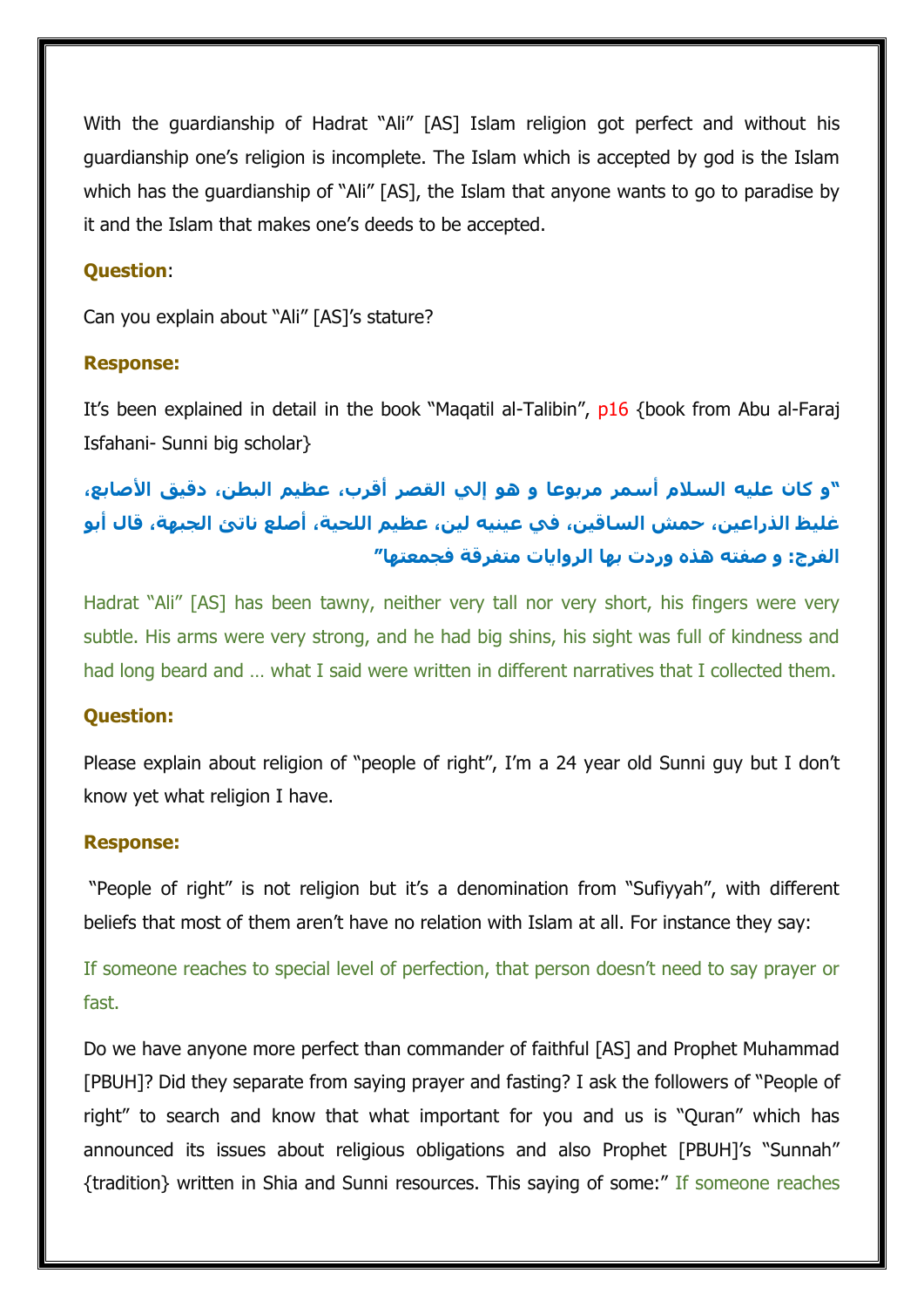With the guardianship of Hadrat “Ali” [AS] Islam religion got perfect and without his guardianship one’s religion is incomplete. The Islam which is accepted by god is the Islam which has the guardianship of “Ali” [AS], the Islam that anyone wants to go to paradise by it and the Islam that makes one’s deeds to be accepted.

**Question**:

Can you explain about “Ali” [AS]’s stature?

**Response:**

It’s been explained in detail in the book “Maqatil al-Talibin”, p16 {book from Abu al-Faraj Isfahani- Sunni big scholar}

**“و كان عليه السلام أسمر مربوعا و هو إلي القصر أقرب، عظيم البطن، دقيق الأصابع، غليظ الذراعين، حمش الساقين، في عينيه لين، عظيم اللحية، أصلع ناتئ الجبهة، قال أبو الفرج: و صفته هذه وردت بها الروايات متفرقة فجمعتها”**

Hadrat “Ali” [AS] has been tawny, neither very tall nor very short, his fingers were very subtle. His arms were very strong, and he had big shins, his sight was full of kindness and had long beard and … what I said were written in different narratives that I collected them.

**Question:**

Please explain about religion of “people of right”, I’m a 24 year old Sunni guy but I don’t know yet what religion I have.

**Response:**

“People of right” is not religion but it’s a denomination from “Sufiyyah”, with different beliefs that most of them aren’t have no relation with Islam at all. For instance they say:

If someone reaches to special level of perfection, that person doesn’t need to say prayer or fast.

Do we have anyone more perfect than commander of faithful [AS] and Prophet Muhammad [PBUH]? Did they separate from saying prayer and fasting? I ask the followers of “People of right” to search and know that what important for you and us is “Quran” which has announced its issues about religious obligations and also Prophet [PBUH]’s “Sunnah” {tradition} written in Shia and Sunni resources. This saying of some:” If someone reaches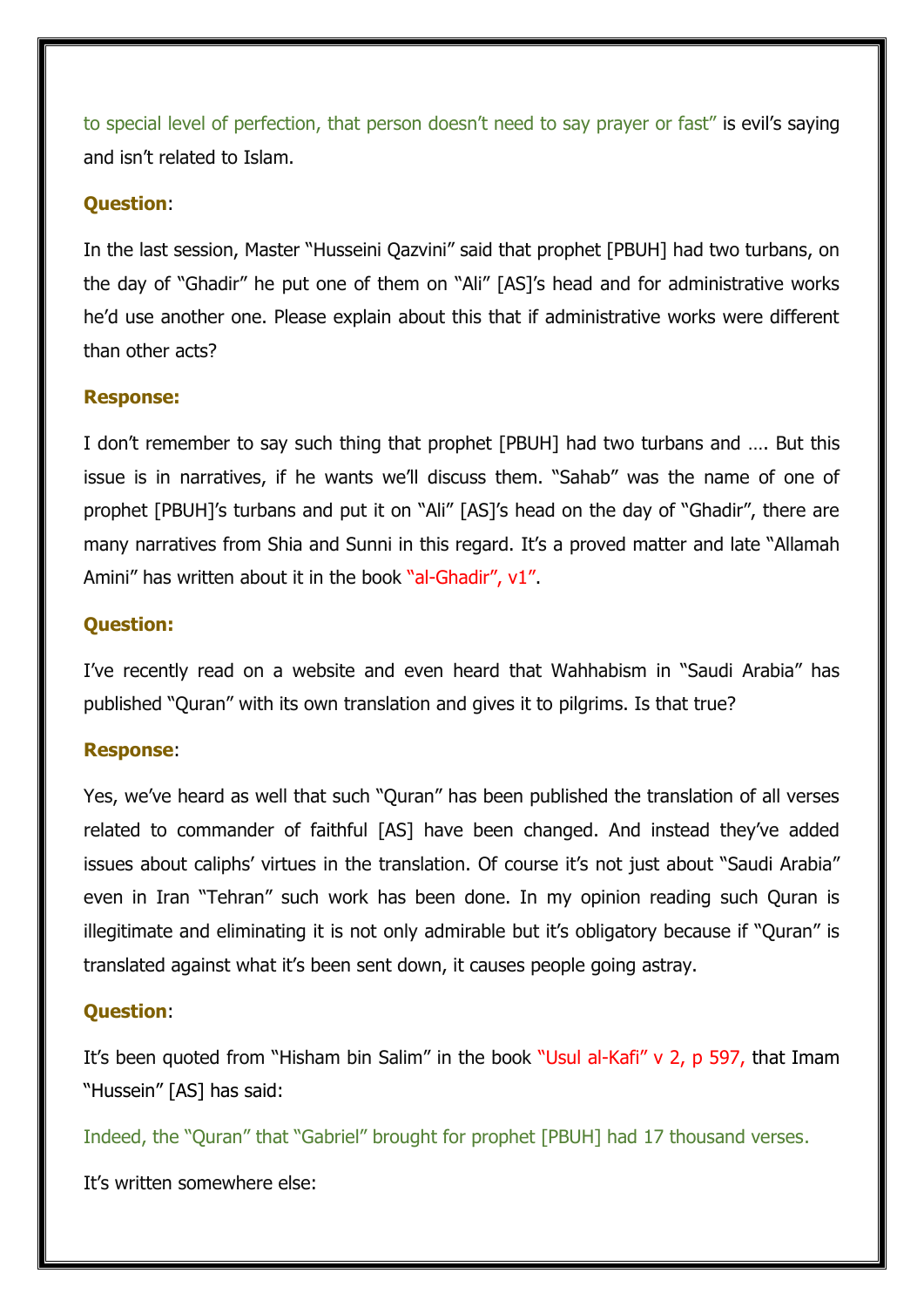to special level of perfection, that person doesn't need to say prayer or fast" is evil's saying and isn't related to Islam.

**Question**:

In the last session, Master "Husseini Qazvini" said that prophet [PBUH] had two turbans, on the day of "Ghadir" he put one of them on "Ali" [AS]'s head and for administrative works he'd use another one. Please explain about this that if administrative works were different than other acts?

**Response:**

I don't remember to say such thing that prophet [PBUH] had two turbans and …. But this issue is in narratives, if he wants we'll discuss them. "Sahab" was the name of one of prophet [PBUH]'s turbans and put it on "Ali" [AS]'s head on the day of "Ghadir", there are many narratives from Shia and Sunni in this regard. It's a proved matter and late "Allamah Amini" has written about it in the book "al-Ghadir", v1".

**Question:**

I've recently read on a website and even heard that Wahhabism in "Saudi Arabia" has published "Quran" with its own translation and gives it to pilgrims. Is that true?

**Response**:

Yes, we've heard as well that such "Quran" has been published the translation of all verses related to commander of faithful [AS] have been changed. And instead they've added issues about caliphs' virtues in the translation. Of course it's not just about "Saudi Arabia" even in Iran "Tehran" such work has been done. In my opinion reading such Quran is illegitimate and eliminating it is not only admirable but it's obligatory because if "Quran" is translated against what it's been sent down, it causes people going astray.

**Question**:

It's been quoted from "Hisham bin Salim" in the book "Usul al-Kafi" v 2, p 597, that Imam "Hussein" [AS] has said:

Indeed, the "Quran" that "Gabriel" brought for prophet [PBUH] had 17 thousand verses.

It's written somewhere else: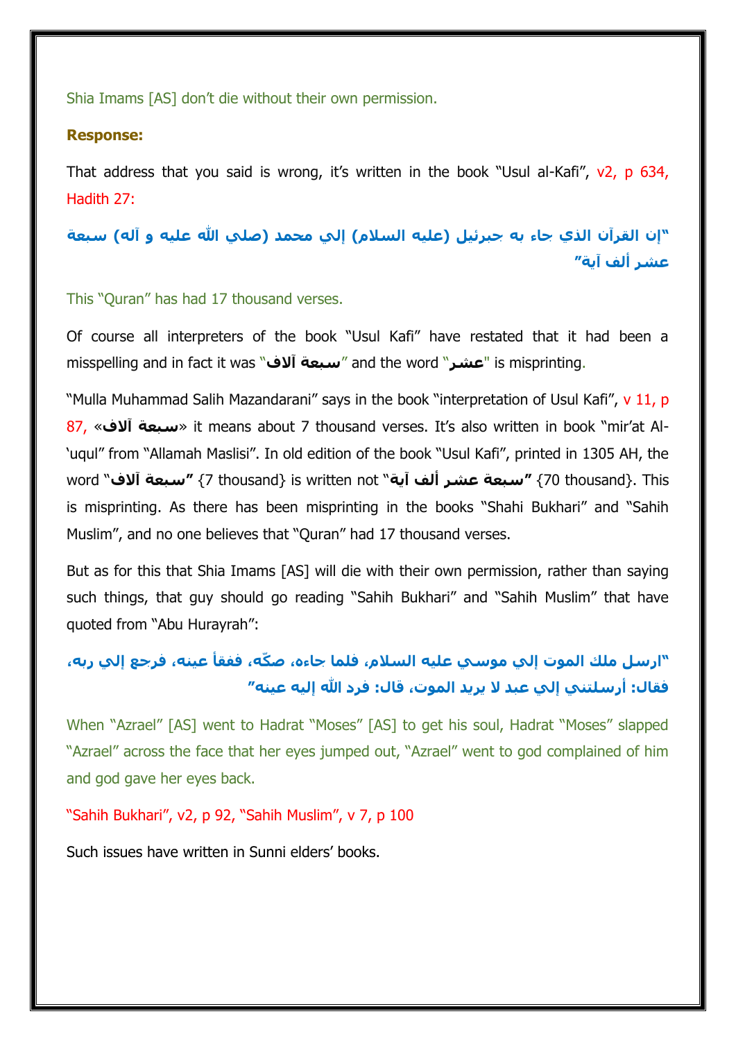Shia Imams [AS] don't die without their own permission.

**Response:**

That address that you said is wrong, it's written in the book "Usul al-Kafi", v2, p 634, Hadith 27:

**"إن القرآن الذي جاء به جبرئيل (عليه السلام) إلي محمد (صلي الله عليه و آله) سبعة عشر ألف آية"**

This "Quran" has had 17 thousand verses.

Of course all interpreters of the book "Usul Kafi" have restated that it had been a misspelling and in fact it was "**سبعة آلاف**" and the word "**عشر**" is misprinting.

"Mulla Muhammad Salih Mazandarani" says in the book "interpretation of Usul Kafi", v 11, p 87, «**سبعة آلاف**» it means about 7 thousand verses. It's also written in book "mir'at Al-'uqul" from "Allamah Maslisi". In old edition of the book "Usul Kafi", printed in 1305 AH, the word "**سبعة آلاف**" {7 thousand} is written not "**سبعة عشر ألف آية**" {70 thousand}. This is misprinting. As there has been misprinting in the books "Shahi Bukhari" and "Sahih Muslim", and no one believes that "Quran" had 17 thousand verses.

But as for this that Shia Imams [AS] will die with their own permission, rather than saying such things, that guy should go reading "Sahih Bukhari" and "Sahih Muslim" that have quoted from "Abu Hurayrah":

**"ارسل ملك الموت إلي موسي عليه السلام، فلما جاءه، صكّه، ففقأ عينه، فرجع إلي ربه، فقال: أرسلتني إلي عبد لا يريد الموت، قال: فرد الله إليه عينه"**

When "Azrael" [AS] went to Hadrat "Moses" [AS] to get his soul, Hadrat "Moses" slapped "Azrael" across the face that her eyes jumped out, "Azrael" went to god complained of him and god gave her eyes back.

"Sahih Bukhari", v2, p 92, "Sahih Muslim", v 7, p 100

Such issues have written in Sunni elders' books.